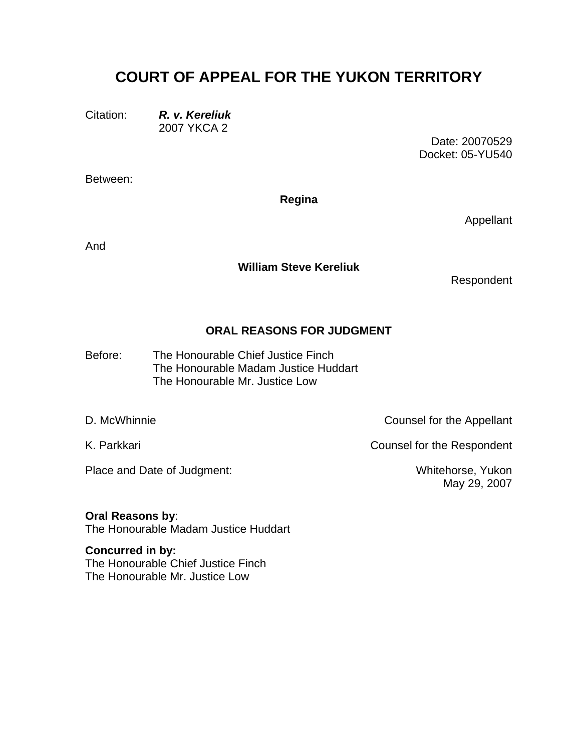# COURT OF APPEAL FOR THE YUKON TERRITORY

Citation: ***R. v. Kereliuk***
2007 YKCA 2

Date: 20070529
Docket: 05-YU540

Between:

**Regina**

Appellant

And

**William Steve Kereliuk**

Respondent

## ORAL REASONS FOR JUDGMENT

Before: The Honourable Chief Justice Finch
The Honourable Madam Justice Huddart
The Honourable Mr. Justice Low

| | |
|---|---|
| D. McWhinnie | Counsel for the Appellant |
| K. Parkkari | Counsel for the Respondent |
| Place and Date of Judgment: | Whitehorse, Yukon<br>May 29, 2007 |

**Oral Reasons by**:
The Honourable Madam Justice Huddart

**Concurred in by:**
The Honourable Chief Justice Finch
The Honourable Mr. Justice Low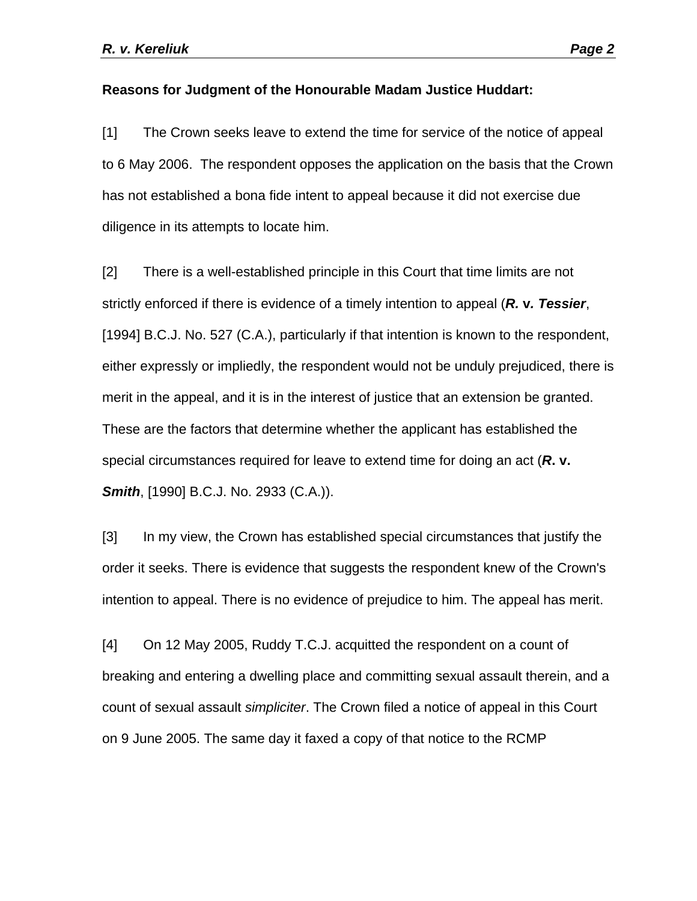**Reasons for Judgment of the Honourable Madam Justice Huddart:**

[1] The Crown seeks leave to extend the time for service of the notice of appeal to 6 May 2006. The respondent opposes the application on the basis that the Crown has not established a bona fide intent to appeal because it did not exercise due diligence in its attempts to locate him.

[2] There is a well-established principle in this Court that time limits are not strictly enforced if there is evidence of a timely intention to appeal (***R.* v. *Tessier***, [1994] B.C.J. No. 527 (C.A.), particularly if that intention is known to the respondent, either expressly or impliedly, the respondent would not be unduly prejudiced, there is merit in the appeal, and it is in the interest of justice that an extension be granted. These are the factors that determine whether the applicant has established the special circumstances required for leave to extend time for doing an act (***R.* v. *Smith***, [1990] B.C.J. No. 2933 (C.A.)).

[3] In my view, the Crown has established special circumstances that justify the order it seeks. There is evidence that suggests the respondent knew of the Crown's intention to appeal. There is no evidence of prejudice to him. The appeal has merit.

[4] On 12 May 2005, Ruddy T.C.J. acquitted the respondent on a count of breaking and entering a dwelling place and committing sexual assault therein, and a count of sexual assault *simpliciter*. The Crown filed a notice of appeal in this Court on 9 June 2005. The same day it faxed a copy of that notice to the RCMP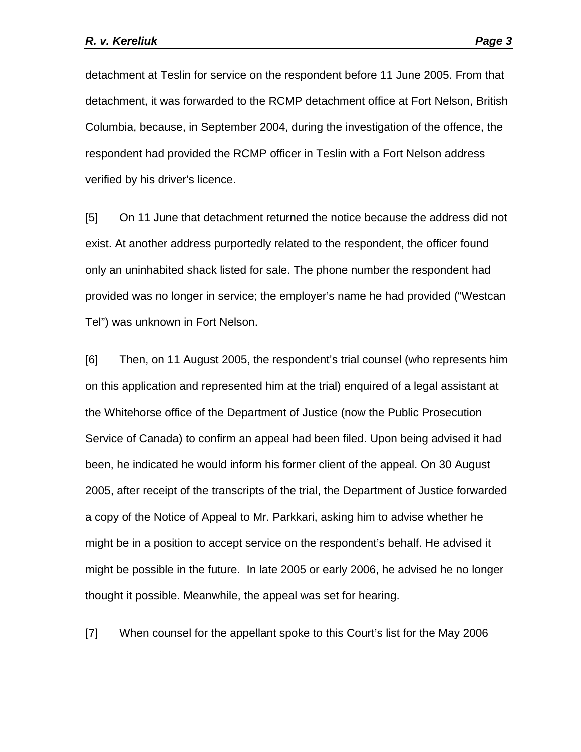detachment at Teslin for service on the respondent before 11 June 2005. From that detachment, it was forwarded to the RCMP detachment office at Fort Nelson, British Columbia, because, in September 2004, during the investigation of the offence, the respondent had provided the RCMP officer in Teslin with a Fort Nelson address verified by his driver's licence.

[5] On 11 June that detachment returned the notice because the address did not exist. At another address purportedly related to the respondent, the officer found only an uninhabited shack listed for sale. The phone number the respondent had provided was no longer in service; the employer's name he had provided ("Westcan Tel") was unknown in Fort Nelson.

[6] Then, on 11 August 2005, the respondent's trial counsel (who represents him on this application and represented him at the trial) enquired of a legal assistant at the Whitehorse office of the Department of Justice (now the Public Prosecution Service of Canada) to confirm an appeal had been filed. Upon being advised it had been, he indicated he would inform his former client of the appeal. On 30 August 2005, after receipt of the transcripts of the trial, the Department of Justice forwarded a copy of the Notice of Appeal to Mr. Parkkari, asking him to advise whether he might be in a position to accept service on the respondent's behalf. He advised it might be possible in the future. In late 2005 or early 2006, he advised he no longer thought it possible. Meanwhile, the appeal was set for hearing.

[7] When counsel for the appellant spoke to this Court's list for the May 2006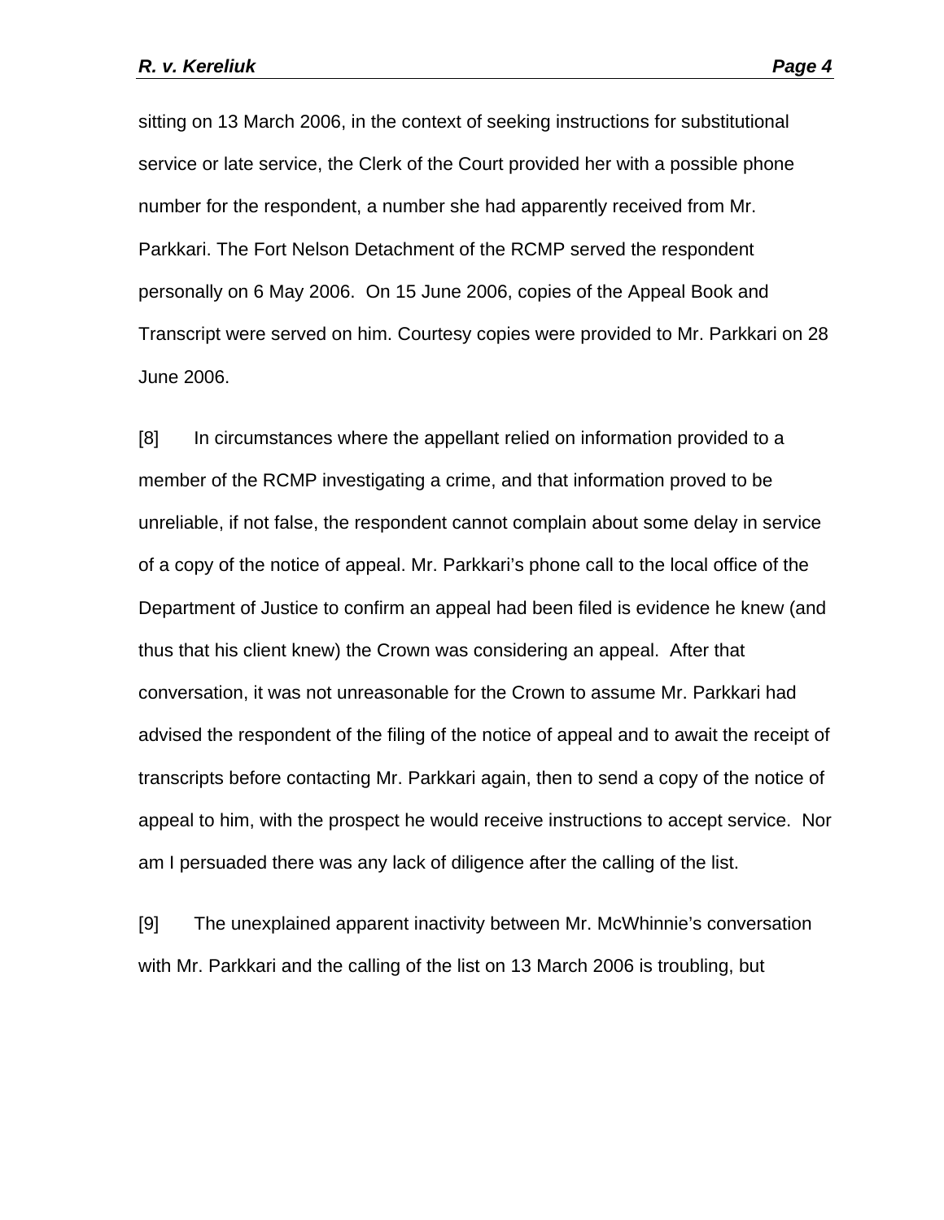sitting on 13 March 2006, in the context of seeking instructions for substitutional service or late service, the Clerk of the Court provided her with a possible phone number for the respondent, a number she had apparently received from Mr. Parkkari. The Fort Nelson Detachment of the RCMP served the respondent personally on 6 May 2006. On 15 June 2006, copies of the Appeal Book and Transcript were served on him. Courtesy copies were provided to Mr. Parkkari on 28 June 2006.

[8] In circumstances where the appellant relied on information provided to a member of the RCMP investigating a crime, and that information proved to be unreliable, if not false, the respondent cannot complain about some delay in service of a copy of the notice of appeal. Mr. Parkkari's phone call to the local office of the Department of Justice to confirm an appeal had been filed is evidence he knew (and thus that his client knew) the Crown was considering an appeal. After that conversation, it was not unreasonable for the Crown to assume Mr. Parkkari had advised the respondent of the filing of the notice of appeal and to await the receipt of transcripts before contacting Mr. Parkkari again, then to send a copy of the notice of appeal to him, with the prospect he would receive instructions to accept service. Nor am I persuaded there was any lack of diligence after the calling of the list.

[9] The unexplained apparent inactivity between Mr. McWhinnie's conversation with Mr. Parkkari and the calling of the list on 13 March 2006 is troubling, but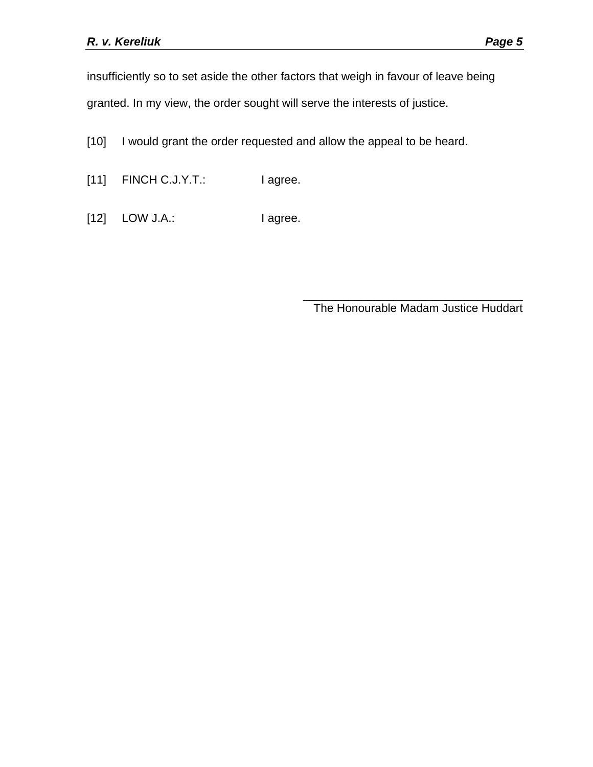insufficiently so to set aside the other factors that weigh in favour of leave being granted. In my view, the order sought will serve the interests of justice.

[10] I would grant the order requested and allow the appeal to be heard.

[11] FINCH C.J.Y.T.: I agree.

[12] LOW J.A.: I agree.

\_\_\_\_\_\_\_\_\_\_\_\_\_\_\_\_\_\_\_\_\_\_\_\_\_\_\_\_\_\_\_\_\_\_\_

The Honourable Madam Justice Huddart